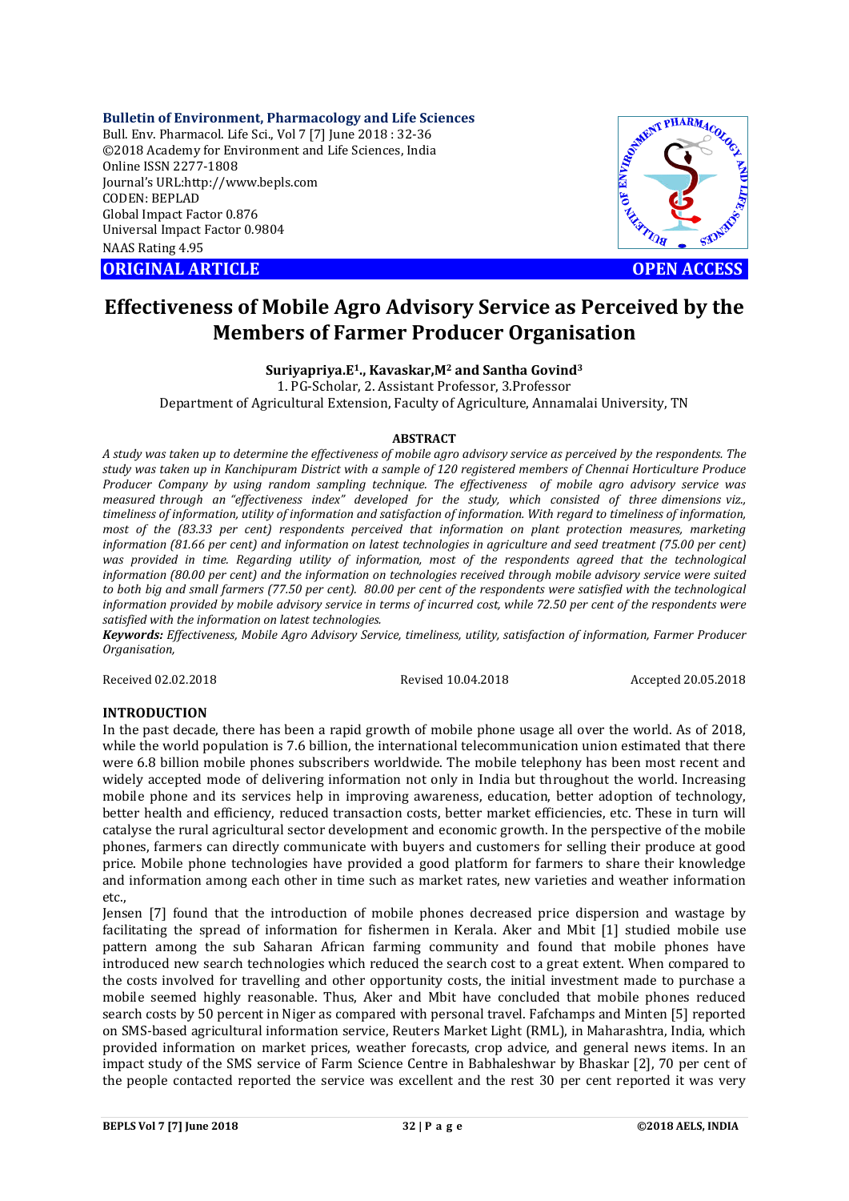**Bulletin of Environment, Pharmacology and Life Sciences**
Bull. Env. Pharmacol. Life Sci., Vol 7 [7] June 2018 : 32-36
©2018 Academy for Environment and Life Sciences, India
Online ISSN 2277-1808
Journal's URL:http://www.bepls.com
CODEN: BEPLAD
Global Impact Factor 0.876
Universal Impact Factor 0.9804
NAAS Rating 4.95

**ORIGINAL ARTICLE** **OPEN ACCESS**

# Effectiveness of Mobile Agro Advisory Service as Perceived by the Members of Farmer Producer Organisation

**Suriyapriya.E[1]., Kavaskar,M[2] and Santha Govind[3]**

1. PG-Scholar, 2. Assistant Professor, 3.Professor
Department of Agricultural Extension, Faculty of Agriculture, Annamalai University, TN

## ABSTRACT

*A study was taken up to determine the effectiveness of mobile agro advisory service as perceived by the respondents. The study was taken up in Kanchipuram District with a sample of 120 registered members of Chennai Horticulture Produce Producer Company by using random sampling technique. The effectiveness of mobile agro advisory service was measured through an "effectiveness index" developed for the study, which consisted of three dimensions viz., timeliness of information, utility of information and satisfaction of information. With regard to timeliness of information, most of the (83.33 per cent) respondents perceived that information on plant protection measures, marketing information (81.66 per cent) and information on latest technologies in agriculture and seed treatment (75.00 per cent) was provided in time. Regarding utility of information, most of the respondents agreed that the technological information (80.00 per cent) and the information on technologies received through mobile advisory service were suited to both big and small farmers (77.50 per cent). 80.00 per cent of the respondents were satisfied with the technological information provided by mobile advisory service in terms of incurred cost, while 72.50 per cent of the respondents were satisfied with the information on latest technologies.*

***Keywords:*** *Effectiveness, Mobile Agro Advisory Service, timeliness, utility, satisfaction of information, Farmer Producer Organisation,*

Received 02.02.2018 Revised 10.04.2018 Accepted 20.05.2018

## INTRODUCTION

In the past decade, there has been a rapid growth of mobile phone usage all over the world. As of 2018, while the world population is 7.6 billion, the international telecommunication union estimated that there were 6.8 billion mobile phones subscribers worldwide. The mobile telephony has been most recent and widely accepted mode of delivering information not only in India but throughout the world. Increasing mobile phone and its services help in improving awareness, education, better adoption of technology, better health and efficiency, reduced transaction costs, better market efficiencies, etc. These in turn will catalyse the rural agricultural sector development and economic growth. In the perspective of the mobile phones, farmers can directly communicate with buyers and customers for selling their produce at good price. Mobile phone technologies have provided a good platform for farmers to share their knowledge and information among each other in time such as market rates, new varieties and weather information etc.,

Jensen [7] found that the introduction of mobile phones decreased price dispersion and wastage by facilitating the spread of information for fishermen in Kerala. Aker and Mbit [1] studied mobile use pattern among the sub Saharan African farming community and found that mobile phones have introduced new search technologies which reduced the search cost to a great extent. When compared to the costs involved for travelling and other opportunity costs, the initial investment made to purchase a mobile seemed highly reasonable. Thus, Aker and Mbit have concluded that mobile phones reduced search costs by 50 percent in Niger as compared with personal travel. Fafchamps and Minten [5] reported on SMS-based agricultural information service, Reuters Market Light (RML), in Maharashtra, India, which provided information on market prices, weather forecasts, crop advice, and general news items. In an impact study of the SMS service of Farm Science Centre in Babhaleshwar by Bhaskar [2], 70 per cent of the people contacted reported the service was excellent and the rest 30 per cent reported it was very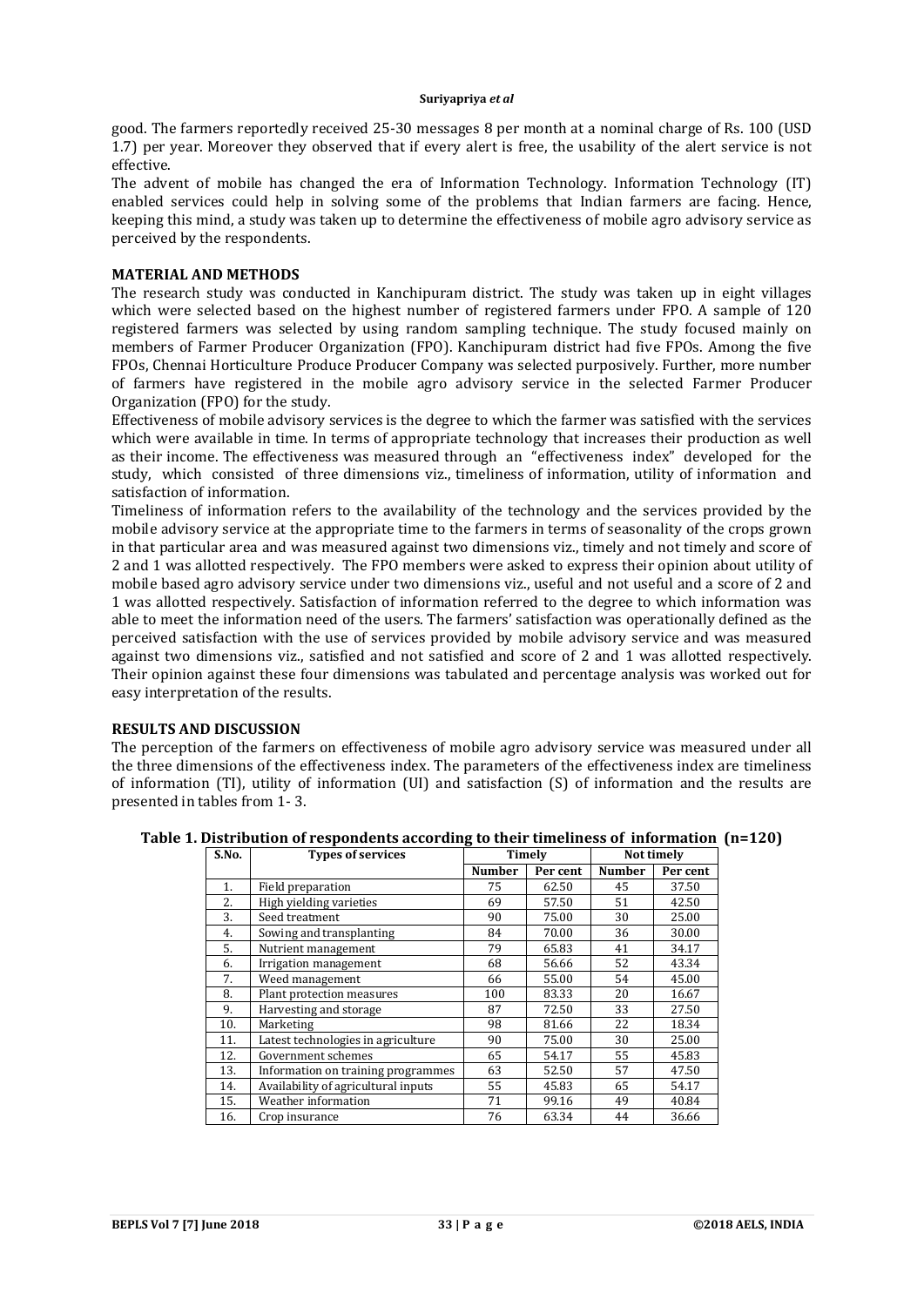good. The farmers reportedly received 25-30 messages 8 per month at a nominal charge of Rs. 100 (USD 1.7) per year. Moreover they observed that if every alert is free, the usability of the alert service is not effective.

The advent of mobile has changed the era of Information Technology. Information Technology (IT) enabled services could help in solving some of the problems that Indian farmers are facing. Hence, keeping this mind, a study was taken up to determine the effectiveness of mobile agro advisory service as perceived by the respondents.

## MATERIAL AND METHODS

The research study was conducted in Kanchipuram district. The study was taken up in eight villages which were selected based on the highest number of registered farmers under FPO. A sample of 120 registered farmers was selected by using random sampling technique. The study focused mainly on members of Farmer Producer Organization (FPO). Kanchipuram district had five FPOs. Among the five FPOs, Chennai Horticulture Produce Producer Company was selected purposively. Further, more number of farmers have registered in the mobile agro advisory service in the selected Farmer Producer Organization (FPO) for the study.

Effectiveness of mobile advisory services is the degree to which the farmer was satisfied with the services which were available in time. In terms of appropriate technology that increases their production as well as their income. The effectiveness was measured through an "effectiveness index" developed for the study, which consisted of three dimensions viz., timeliness of information, utility of information and satisfaction of information.

Timeliness of information refers to the availability of the technology and the services provided by the mobile advisory service at the appropriate time to the farmers in terms of seasonality of the crops grown in that particular area and was measured against two dimensions viz., timely and not timely and score of 2 and 1 was allotted respectively. The FPO members were asked to express their opinion about utility of mobile based agro advisory service under two dimensions viz., useful and not useful and a score of 2 and 1 was allotted respectively. Satisfaction of information referred to the degree to which information was able to meet the information need of the users. The farmers' satisfaction was operationally defined as the perceived satisfaction with the use of services provided by mobile advisory service and was measured against two dimensions viz., satisfied and not satisfied and score of 2 and 1 was allotted respectively. Their opinion against these four dimensions was tabulated and percentage analysis was worked out for easy interpretation of the results.

## RESULTS AND DISCUSSION

The perception of the farmers on effectiveness of mobile agro advisory service was measured under all the three dimensions of the effectiveness index. The parameters of the effectiveness index are timeliness of information (TI), utility of information (UI) and satisfaction (S) of information and the results are presented in tables from 1- 3.

**Table 1. Distribution of respondents according to their timeliness of information (n=120)**

| S.No. | Types of services | Timely | | Not timely | |
|---|---|---|---|---|---|
| | | Number | Per cent | Number | Per cent |
| 1. | Field preparation | 75 | 62.50 | 45 | 37.50 |
| 2. | High yielding varieties | 69 | 57.50 | 51 | 42.50 |
| 3. | Seed treatment | 90 | 75.00 | 30 | 25.00 |
| 4. | Sowing and transplanting | 84 | 70.00 | 36 | 30.00 |
| 5. | Nutrient management | 79 | 65.83 | 41 | 34.17 |
| 6. | Irrigation management | 68 | 56.66 | 52 | 43.34 |
| 7. | Weed management | 66 | 55.00 | 54 | 45.00 |
| 8. | Plant protection measures | 100 | 83.33 | 20 | 16.67 |
| 9. | Harvesting and storage | 87 | 72.50 | 33 | 27.50 |
| 10. | Marketing | 98 | 81.66 | 22 | 18.34 |
| 11. | Latest technologies in agriculture | 90 | 75.00 | 30 | 25.00 |
| 12. | Government schemes | 65 | 54.17 | 55 | 45.83 |
| 13. | Information on training programmes | 63 | 52.50 | 57 | 47.50 |
| 14. | Availability of agricultural inputs | 55 | 45.83 | 65 | 54.17 |
| 15. | Weather information | 71 | 99.16 | 49 | 40.84 |
| 16. | Crop insurance | 76 | 63.34 | 44 | 36.66 |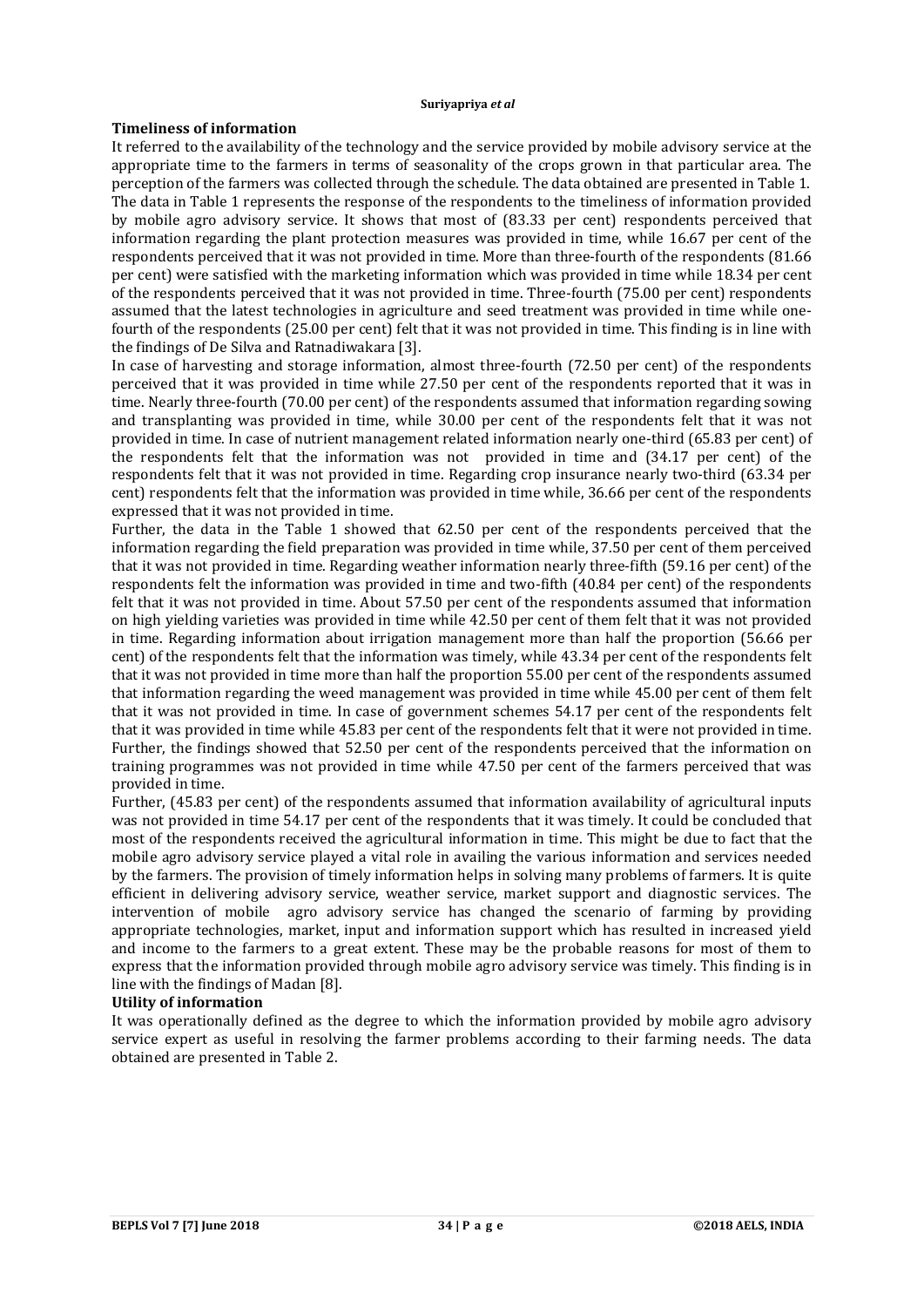**Timeliness of information**

It referred to the availability of the technology and the service provided by mobile advisory service at the appropriate time to the farmers in terms of seasonality of the crops grown in that particular area. The perception of the farmers was collected through the schedule. The data obtained are presented in Table 1. The data in Table 1 represents the response of the respondents to the timeliness of information provided by mobile agro advisory service. It shows that most of (83.33 per cent) respondents perceived that information regarding the plant protection measures was provided in time, while 16.67 per cent of the respondents perceived that it was not provided in time. More than three-fourth of the respondents (81.66 per cent) were satisfied with the marketing information which was provided in time while 18.34 per cent of the respondents perceived that it was not provided in time. Three-fourth (75.00 per cent) respondents assumed that the latest technologies in agriculture and seed treatment was provided in time while one-fourth of the respondents (25.00 per cent) felt that it was not provided in time. This finding is in line with the findings of De Silva and Ratnadiwakara [3].

In case of harvesting and storage information, almost three-fourth (72.50 per cent) of the respondents perceived that it was provided in time while 27.50 per cent of the respondents reported that it was in time. Nearly three-fourth (70.00 per cent) of the respondents assumed that information regarding sowing and transplanting was provided in time, while 30.00 per cent of the respondents felt that it was not provided in time. In case of nutrient management related information nearly one-third (65.83 per cent) of the respondents felt that the information was not provided in time and (34.17 per cent) of the respondents felt that it was not provided in time. Regarding crop insurance nearly two-third (63.34 per cent) respondents felt that the information was provided in time while, 36.66 per cent of the respondents expressed that it was not provided in time.

Further, the data in the Table 1 showed that 62.50 per cent of the respondents perceived that the information regarding the field preparation was provided in time while, 37.50 per cent of them perceived that it was not provided in time. Regarding weather information nearly three-fifth (59.16 per cent) of the respondents felt the information was provided in time and two-fifth (40.84 per cent) of the respondents felt that it was not provided in time. About 57.50 per cent of the respondents assumed that information on high yielding varieties was provided in time while 42.50 per cent of them felt that it was not provided in time. Regarding information about irrigation management more than half the proportion (56.66 per cent) of the respondents felt that the information was timely, while 43.34 per cent of the respondents felt that it was not provided in time more than half the proportion 55.00 per cent of the respondents assumed that information regarding the weed management was provided in time while 45.00 per cent of them felt that it was not provided in time. In case of government schemes 54.17 per cent of the respondents felt that it was provided in time while 45.83 per cent of the respondents felt that it were not provided in time. Further, the findings showed that 52.50 per cent of the respondents perceived that the information on training programmes was not provided in time while 47.50 per cent of the farmers perceived that was provided in time.

Further, (45.83 per cent) of the respondents assumed that information availability of agricultural inputs was not provided in time 54.17 per cent of the respondents that it was timely. It could be concluded that most of the respondents received the agricultural information in time. This might be due to fact that the mobile agro advisory service played a vital role in availing the various information and services needed by the farmers. The provision of timely information helps in solving many problems of farmers. It is quite efficient in delivering advisory service, weather service, market support and diagnostic services. The intervention of mobile agro advisory service has changed the scenario of farming by providing appropriate technologies, market, input and information support which has resulted in increased yield and income to the farmers to a great extent. These may be the probable reasons for most of them to express that the information provided through mobile agro advisory service was timely. This finding is in line with the findings of Madan [8].

**Utility of information**

It was operationally defined as the degree to which the information provided by mobile agro advisory service expert as useful in resolving the farmer problems according to their farming needs. The data obtained are presented in Table 2.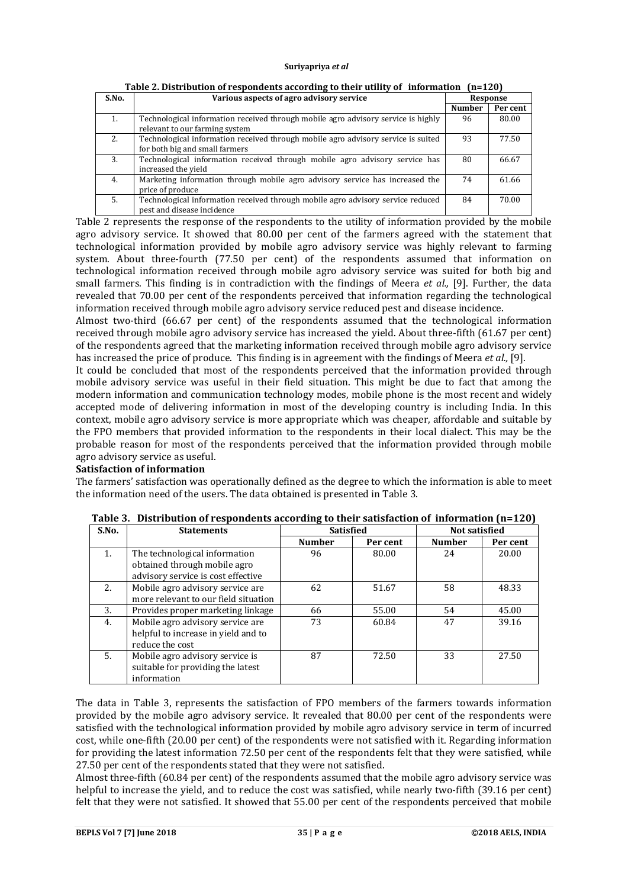**Table 2. Distribution of respondents according to their utility of information (n=120)**

| S.No. | Various aspects of agro advisory service | Response | |
|---|---|---|---|
| | | Number | Per cent |
| 1. | Technological information received through mobile agro advisory service is highly relevant to our farming system | 96 | 80.00 |
| 2. | Technological information received through mobile agro advisory service is suited for both big and small farmers | 93 | 77.50 |
| 3. | Technological information received through mobile agro advisory service has increased the yield | 80 | 66.67 |
| 4. | Marketing information through mobile agro advisory service has increased the price of produce | 74 | 61.66 |
| 5. | Technological information received through mobile agro advisory service reduced pest and disease incidence | 84 | 70.00 |

Table 2 represents the response of the respondents to the utility of information provided by the mobile agro advisory service. It showed that 80.00 per cent of the farmers agreed with the statement that technological information provided by mobile agro advisory service was highly relevant to farming system. About three-fourth (77.50 per cent) of the respondents assumed that information on technological information received through mobile agro advisory service was suited for both big and small farmers. This finding is in contradiction with the findings of Meera *et al.,* [9]. Further, the data revealed that 70.00 per cent of the respondents perceived that information regarding the technological information received through mobile agro advisory service reduced pest and disease incidence.

Almost two-third (66.67 per cent) of the respondents assumed that the technological information received through mobile agro advisory service has increased the yield. About three-fifth (61.67 per cent) of the respondents agreed that the marketing information received through mobile agro advisory service has increased the price of produce. This finding is in agreement with the findings of Meera *et al.,* [9].

It could be concluded that most of the respondents perceived that the information provided through mobile advisory service was useful in their field situation. This might be due to fact that among the modern information and communication technology modes, mobile phone is the most recent and widely accepted mode of delivering information in most of the developing country is including India. In this context, mobile agro advisory service is more appropriate which was cheaper, affordable and suitable by the FPO members that provided information to the respondents in their local dialect. This may be the probable reason for most of the respondents perceived that the information provided through mobile agro advisory service as useful.

**Satisfaction of information**

The farmers' satisfaction was operationally defined as the degree to which the information is able to meet the information need of the users. The data obtained is presented in Table 3.

**Table 3. Distribution of respondents according to their satisfaction of information (n=120)**

| S.No. | Statements | Satisfied | | Not satisfied | |
|---|---|---|---|---|---|
| | | Number | Per cent | Number | Per cent |
| 1. | The technological information obtained through mobile agro advisory service is cost effective | 96 | 80.00 | 24 | 20.00 |
| 2. | Mobile agro advisory service are more relevant to our field situation | 62 | 51.67 | 58 | 48.33 |
| 3. | Provides proper marketing linkage | 66 | 55.00 | 54 | 45.00 |
| 4. | Mobile agro advisory service are helpful to increase in yield and to reduce the cost | 73 | 60.84 | 47 | 39.16 |
| 5. | Mobile agro advisory service is suitable for providing the latest information | 87 | 72.50 | 33 | 27.50 |

The data in Table 3, represents the satisfaction of FPO members of the farmers towards information provided by the mobile agro advisory service. It revealed that 80.00 per cent of the respondents were satisfied with the technological information provided by mobile agro advisory service in term of incurred cost, while one-fifth (20.00 per cent) of the respondents were not satisfied with it. Regarding information for providing the latest information 72.50 per cent of the respondents felt that they were satisfied, while 27.50 per cent of the respondents stated that they were not satisfied.

Almost three-fifth (60.84 per cent) of the respondents assumed that the mobile agro advisory service was helpful to increase the yield, and to reduce the cost was satisfied, while nearly two-fifth (39.16 per cent) felt that they were not satisfied. It showed that 55.00 per cent of the respondents perceived that mobile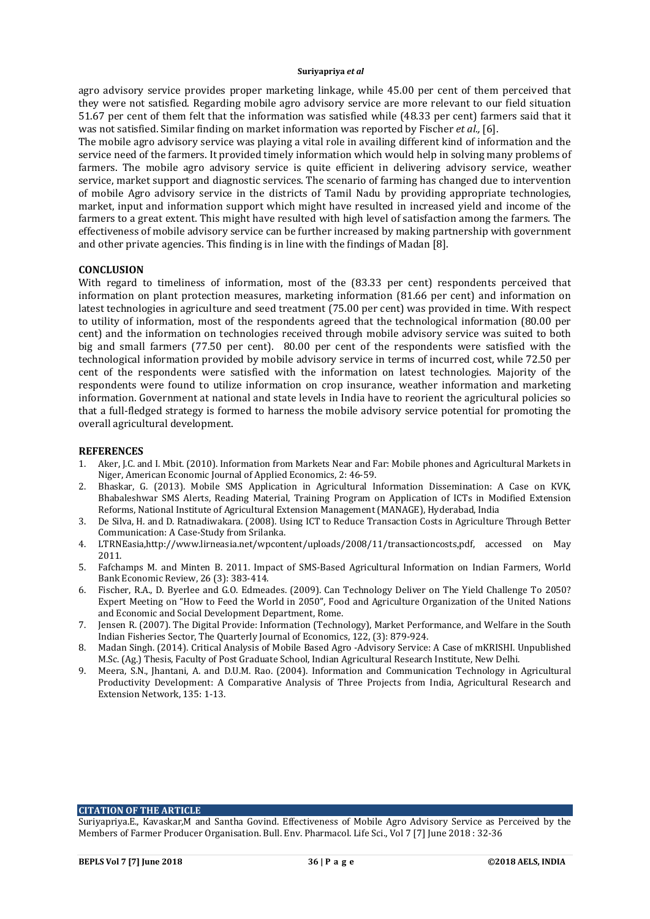agro advisory service provides proper marketing linkage, while 45.00 per cent of them perceived that they were not satisfied. Regarding mobile agro advisory service are more relevant to our field situation 51.67 per cent of them felt that the information was satisfied while (48.33 per cent) farmers said that it was not satisfied. Similar finding on market information was reported by Fischer *et al.,* [6].

The mobile agro advisory service was playing a vital role in availing different kind of information and the service need of the farmers. It provided timely information which would help in solving many problems of farmers. The mobile agro advisory service is quite efficient in delivering advisory service, weather service, market support and diagnostic services. The scenario of farming has changed due to intervention of mobile Agro advisory service in the districts of Tamil Nadu by providing appropriate technologies, market, input and information support which might have resulted in increased yield and income of the farmers to a great extent. This might have resulted with high level of satisfaction among the farmers. The effectiveness of mobile advisory service can be further increased by making partnership with government and other private agencies. This finding is in line with the findings of Madan [8].

## CONCLUSION

With regard to timeliness of information, most of the (83.33 per cent) respondents perceived that information on plant protection measures, marketing information (81.66 per cent) and information on latest technologies in agriculture and seed treatment (75.00 per cent) was provided in time. With respect to utility of information, most of the respondents agreed that the technological information (80.00 per cent) and the information on technologies received through mobile advisory service was suited to both big and small farmers (77.50 per cent). 80.00 per cent of the respondents were satisfied with the technological information provided by mobile advisory service in terms of incurred cost, while 72.50 per cent of the respondents were satisfied with the information on latest technologies. Majority of the respondents were found to utilize information on crop insurance, weather information and marketing information. Government at national and state levels in India have to reorient the agricultural policies so that a full-fledged strategy is formed to harness the mobile advisory service potential for promoting the overall agricultural development.

## REFERENCES

1. Aker, J.C. and I. Mbit. (2010). Information from Markets Near and Far: Mobile phones and Agricultural Markets in Niger, American Economic Journal of Applied Economics, 2: 46-59.
2. Bhaskar, G. (2013). Mobile SMS Application in Agricultural Information Dissemination: A Case on KVK, Bhabaleshwar SMS Alerts, Reading Material, Training Program on Application of ICTs in Modified Extension Reforms, National Institute of Agricultural Extension Management (MANAGE), Hyderabad, India
3. De Silva, H. and D. Ratnadiwakara. (2008). Using ICT to Reduce Transaction Costs in Agriculture Through Better Communication: A Case-Study from Srilanka.
4. LTRNEasia,http://www.lirneasia.net/wpcontent/uploads/2008/11/transactioncosts,pdf, accessed on May 2011.
5. Fafchamps M. and Minten B. 2011. Impact of SMS-Based Agricultural Information on Indian Farmers, World Bank Economic Review, 26 (3): 383-414.
6. Fischer, R.A., D. Byerlee and G.O. Edmeades. (2009). Can Technology Deliver on The Yield Challenge To 2050? Expert Meeting on "How to Feed the World in 2050", Food and Agriculture Organization of the United Nations and Economic and Social Development Department, Rome.
7. Jensen R. (2007). The Digital Provide: Information (Technology), Market Performance, and Welfare in the South Indian Fisheries Sector, The Quarterly Journal of Economics, 122, (3): 879-924.
8. Madan Singh. (2014). Critical Analysis of Mobile Based Agro -Advisory Service: A Case of mKRISHI. Unpublished M.Sc. (Ag.) Thesis, Faculty of Post Graduate School, Indian Agricultural Research Institute, New Delhi.
9. Meera, S.N., Jhantani, A. and D.U.M. Rao. (2004). Information and Communication Technology in Agricultural Productivity Development: A Comparative Analysis of Three Projects from India, Agricultural Research and Extension Network, 135: 1-13.

**CITATION OF THE ARTICLE**

Suriyapriya.E., Kavaskar,M and Santha Govind. Effectiveness of Mobile Agro Advisory Service as Perceived by the Members of Farmer Producer Organisation. Bull. Env. Pharmacol. Life Sci., Vol 7 [7] June 2018 : 32-36